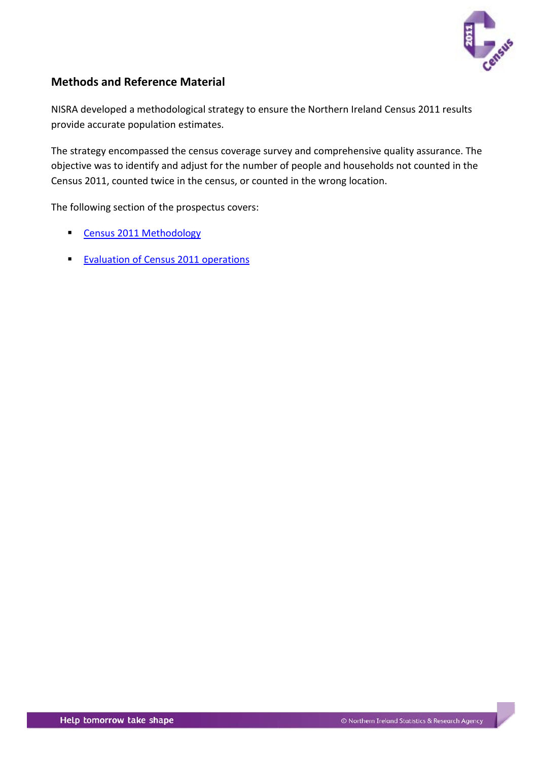## Methods and Reference Material

NISRA developed a methodological strategy to ensure the Northern Ireland Census 2011 results provide accurate population estimates.

The strategy encompassed the census coverage survey and comprehensive quality assurance. The objective was to identify and adjust for the number of people and households not counted in the Census 2011, counted twice in the census, or counted in the wrong location.

The following section of the prospectus covers:

- Census 2011 Methodology
- Evaluation of Census 2011 operations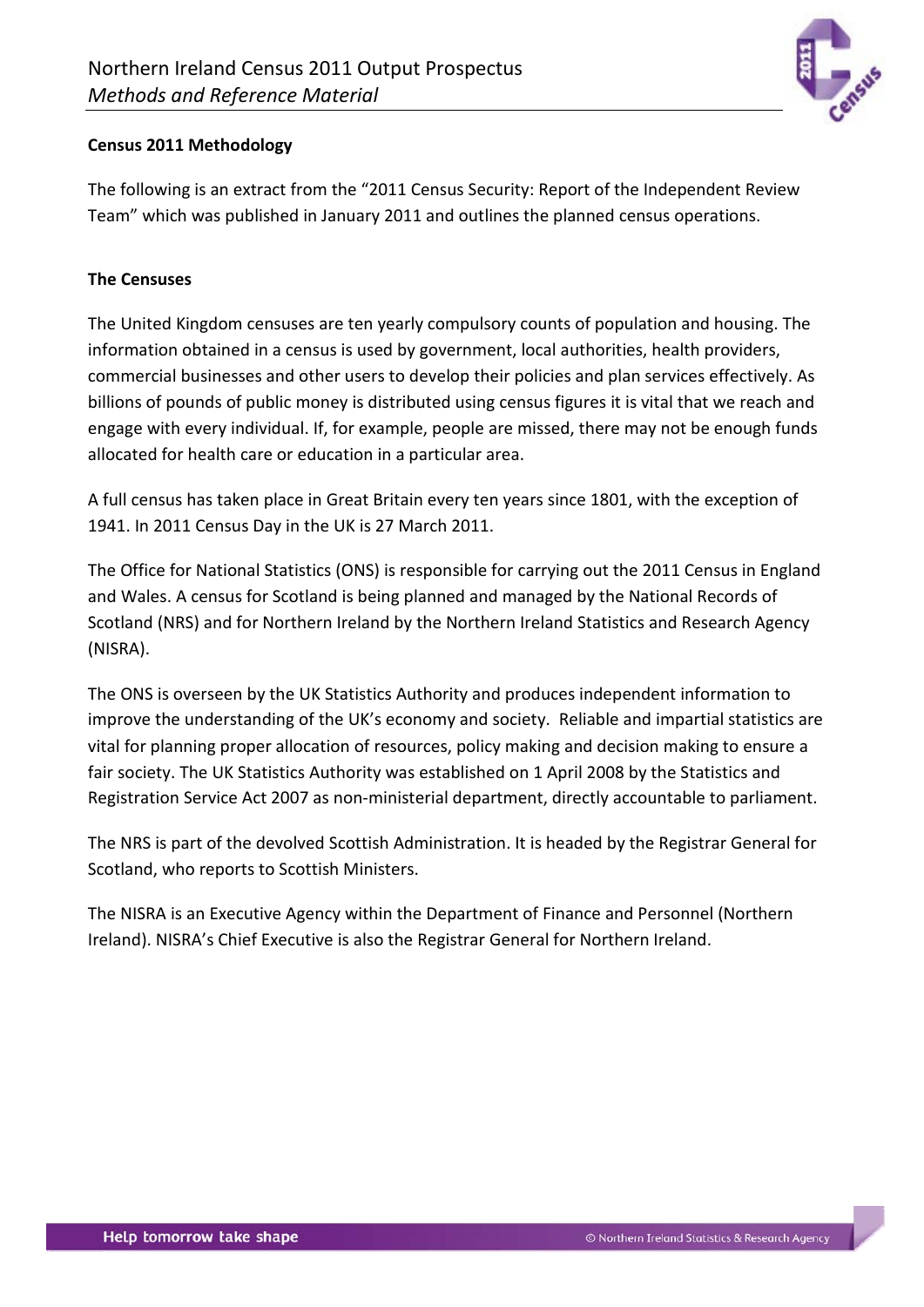## Census 2011 Methodology

The following is an extract from the "2011 Census Security: Report of the Independent Review Team" which was published in January 2011 and outlines the planned census operations.

### The Censuses

The United Kingdom censuses are ten yearly compulsory counts of population and housing. The information obtained in a census is used by government, local authorities, health providers, commercial businesses and other users to develop their policies and plan services effectively. As billions of pounds of public money is distributed using census figures it is vital that we reach and engage with every individual. If, for example, people are missed, there may not be enough funds allocated for health care or education in a particular area.

A full census has taken place in Great Britain every ten years since 1801, with the exception of 1941. In 2011 Census Day in the UK is 27 March 2011.

The Office for National Statistics (ONS) is responsible for carrying out the 2011 Census in England and Wales. A census for Scotland is being planned and managed by the National Records of Scotland (NRS) and for Northern Ireland by the Northern Ireland Statistics and Research Agency (NISRA).

The ONS is overseen by the UK Statistics Authority and produces independent information to improve the understanding of the UK's economy and society. Reliable and impartial statistics are vital for planning proper allocation of resources, policy making and decision making to ensure a fair society. The UK Statistics Authority was established on 1 April 2008 by the Statistics and Registration Service Act 2007 as non-ministerial department, directly accountable to parliament.

The NRS is part of the devolved Scottish Administration. It is headed by the Registrar General for Scotland, who reports to Scottish Ministers.

The NISRA is an Executive Agency within the Department of Finance and Personnel (Northern Ireland). NISRA's Chief Executive is also the Registrar General for Northern Ireland.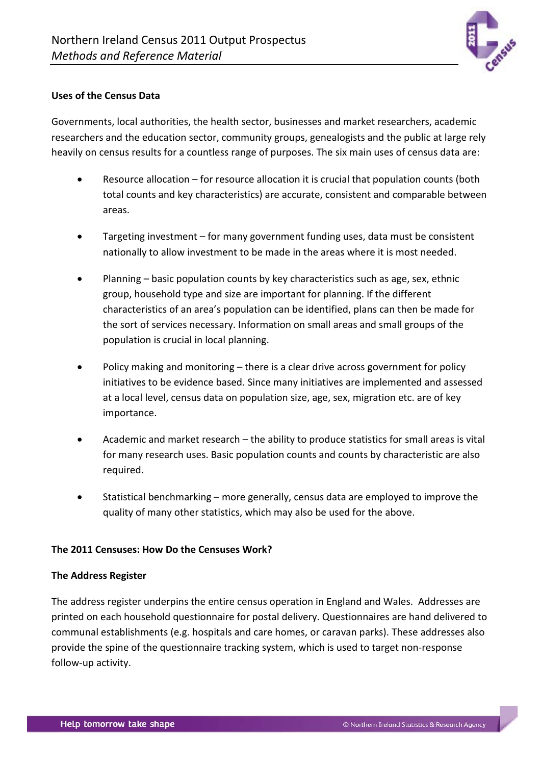**Uses of the Census Data**

Governments, local authorities, the health sector, businesses and market researchers, academic researchers and the education sector, community groups, genealogists and the public at large rely heavily on census results for a countless range of purposes. The six main uses of census data are:

- Resource allocation – for resource allocation it is crucial that population counts (both total counts and key characteristics) are accurate, consistent and comparable between areas.

- Targeting investment – for many government funding uses, data must be consistent nationally to allow investment to be made in the areas where it is most needed.

- Planning – basic population counts by key characteristics such as age, sex, ethnic group, household type and size are important for planning. If the different characteristics of an area's population can be identified, plans can then be made for the sort of services necessary. Information on small areas and small groups of the population is crucial in local planning.

- Policy making and monitoring – there is a clear drive across government for policy initiatives to be evidence based. Since many initiatives are implemented and assessed at a local level, census data on population size, age, sex, migration etc. are of key importance.

- Academic and market research – the ability to produce statistics for small areas is vital for many research uses. Basic population counts and counts by characteristic are also required.

- Statistical benchmarking – more generally, census data are employed to improve the quality of many other statistics, which may also be used for the above.

**The 2011 Censuses: How Do the Censuses Work?**

**The Address Register**

The address register underpins the entire census operation in England and Wales. Addresses are printed on each household questionnaire for postal delivery. Questionnaires are hand delivered to communal establishments (e.g. hospitals and care homes, or caravan parks). These addresses also provide the spine of the questionnaire tracking system, which is used to target non-response follow-up activity.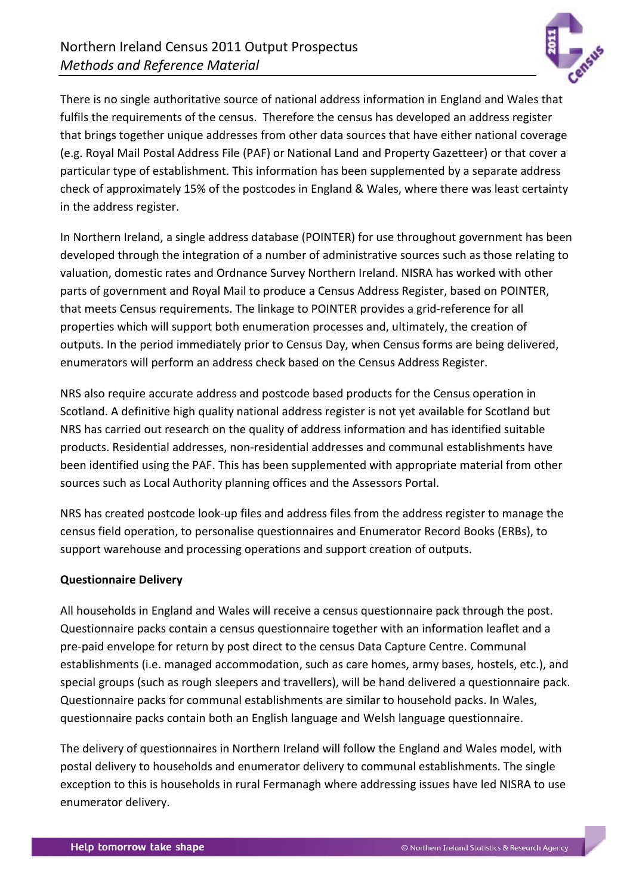There is no single authoritative source of national address information in England and Wales that fulfils the requirements of the census. Therefore the census has developed an address register that brings together unique addresses from other data sources that have either national coverage (e.g. Royal Mail Postal Address File (PAF) or National Land and Property Gazetteer) or that cover a particular type of establishment. This information has been supplemented by a separate address check of approximately 15% of the postcodes in England & Wales, where there was least certainty in the address register.

In Northern Ireland, a single address database (POINTER) for use throughout government has been developed through the integration of a number of administrative sources such as those relating to valuation, domestic rates and Ordnance Survey Northern Ireland. NISRA has worked with other parts of government and Royal Mail to produce a Census Address Register, based on POINTER, that meets Census requirements. The linkage to POINTER provides a grid-reference for all properties which will support both enumeration processes and, ultimately, the creation of outputs. In the period immediately prior to Census Day, when Census forms are being delivered, enumerators will perform an address check based on the Census Address Register.

NRS also require accurate address and postcode based products for the Census operation in Scotland. A definitive high quality national address register is not yet available for Scotland but NRS has carried out research on the quality of address information and has identified suitable products. Residential addresses, non-residential addresses and communal establishments have been identified using the PAF. This has been supplemented with appropriate material from other sources such as Local Authority planning offices and the Assessors Portal.

NRS has created postcode look-up files and address files from the address register to manage the census field operation, to personalise questionnaires and Enumerator Record Books (ERBs), to support warehouse and processing operations and support creation of outputs.

**Questionnaire Delivery**

All households in England and Wales will receive a census questionnaire pack through the post. Questionnaire packs contain a census questionnaire together with an information leaflet and a pre-paid envelope for return by post direct to the census Data Capture Centre. Communal establishments (i.e. managed accommodation, such as care homes, army bases, hostels, etc.), and special groups (such as rough sleepers and travellers), will be hand delivered a questionnaire pack. Questionnaire packs for communal establishments are similar to household packs. In Wales, questionnaire packs contain both an English language and Welsh language questionnaire.

The delivery of questionnaires in Northern Ireland will follow the England and Wales model, with postal delivery to households and enumerator delivery to communal establishments. The single exception to this is households in rural Fermanagh where addressing issues have led NISRA to use enumerator delivery.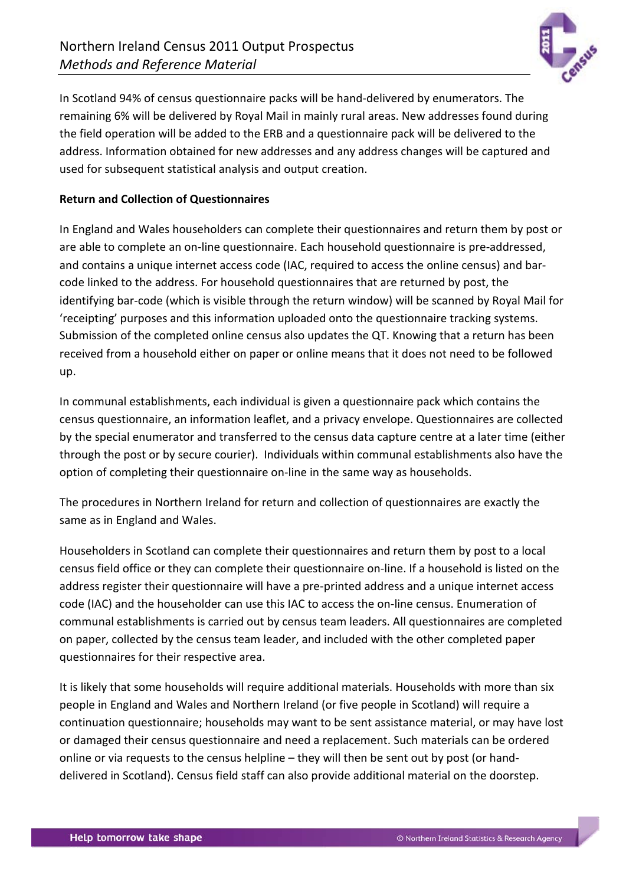In Scotland 94% of census questionnaire packs will be hand-delivered by enumerators. The remaining 6% will be delivered by Royal Mail in mainly rural areas. New addresses found during the field operation will be added to the ERB and a questionnaire pack will be delivered to the address. Information obtained for new addresses and any address changes will be captured and used for subsequent statistical analysis and output creation.

**Return and Collection of Questionnaires**

In England and Wales householders can complete their questionnaires and return them by post or are able to complete an on-line questionnaire. Each household questionnaire is pre-addressed, and contains a unique internet access code (IAC, required to access the online census) and bar-code linked to the address. For household questionnaires that are returned by post, the identifying bar-code (which is visible through the return window) will be scanned by Royal Mail for 'receipting' purposes and this information uploaded onto the questionnaire tracking systems. Submission of the completed online census also updates the QT. Knowing that a return has been received from a household either on paper or online means that it does not need to be followed up.

In communal establishments, each individual is given a questionnaire pack which contains the census questionnaire, an information leaflet, and a privacy envelope. Questionnaires are collected by the special enumerator and transferred to the census data capture centre at a later time (either through the post or by secure courier). Individuals within communal establishments also have the option of completing their questionnaire on-line in the same way as households.

The procedures in Northern Ireland for return and collection of questionnaires are exactly the same as in England and Wales.

Householders in Scotland can complete their questionnaires and return them by post to a local census field office or they can complete their questionnaire on-line. If a household is listed on the address register their questionnaire will have a pre-printed address and a unique internet access code (IAC) and the householder can use this IAC to access the on-line census. Enumeration of communal establishments is carried out by census team leaders. All questionnaires are completed on paper, collected by the census team leader, and included with the other completed paper questionnaires for their respective area.

It is likely that some households will require additional materials. Households with more than six people in England and Wales and Northern Ireland (or five people in Scotland) will require a continuation questionnaire; households may want to be sent assistance material, or may have lost or damaged their census questionnaire and need a replacement. Such materials can be ordered online or via requests to the census helpline – they will then be sent out by post (or hand-delivered in Scotland). Census field staff can also provide additional material on the doorstep.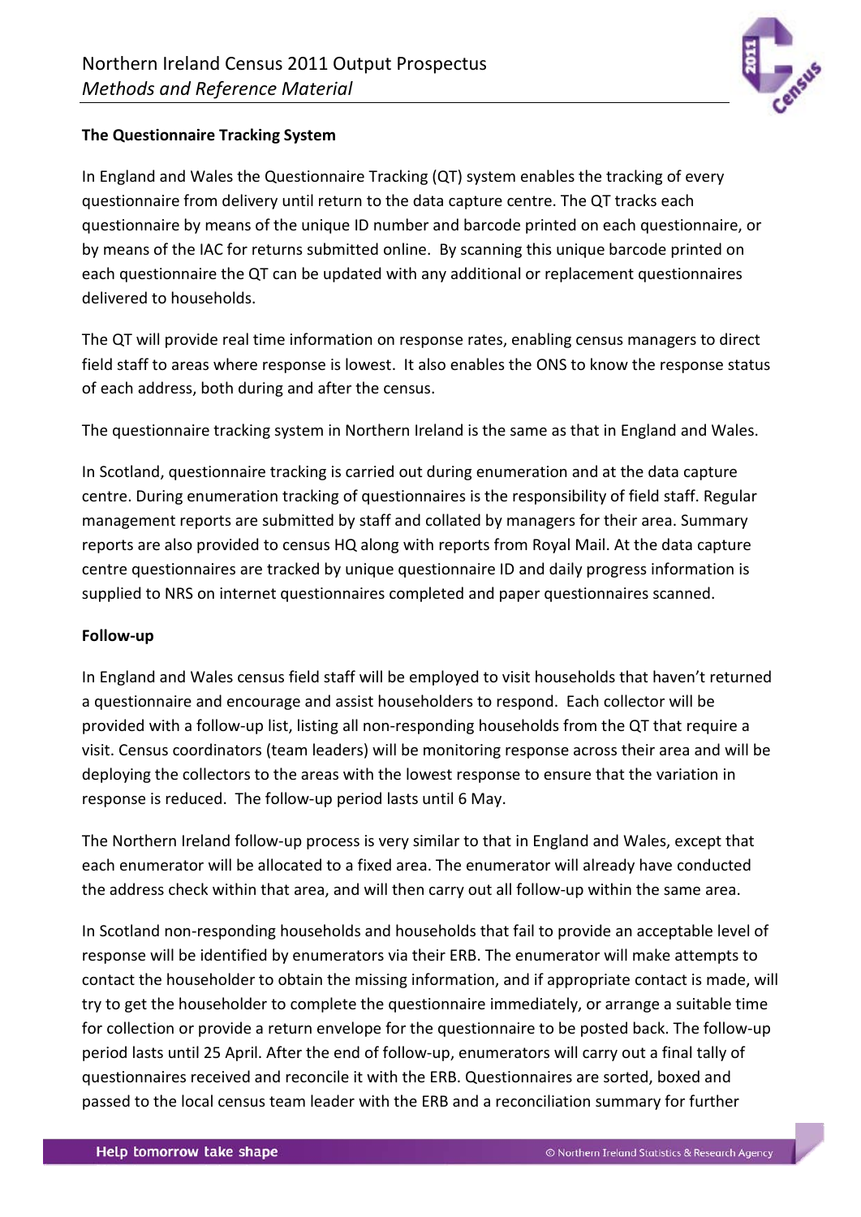**The Questionnaire Tracking System**

In England and Wales the Questionnaire Tracking (QT) system enables the tracking of every questionnaire from delivery until return to the data capture centre. The QT tracks each questionnaire by means of the unique ID number and barcode printed on each questionnaire, or by means of the IAC for returns submitted online. By scanning this unique barcode printed on each questionnaire the QT can be updated with any additional or replacement questionnaires delivered to households.

The QT will provide real time information on response rates, enabling census managers to direct field staff to areas where response is lowest. It also enables the ONS to know the response status of each address, both during and after the census.

The questionnaire tracking system in Northern Ireland is the same as that in England and Wales.

In Scotland, questionnaire tracking is carried out during enumeration and at the data capture centre. During enumeration tracking of questionnaires is the responsibility of field staff. Regular management reports are submitted by staff and collated by managers for their area. Summary reports are also provided to census HQ along with reports from Royal Mail. At the data capture centre questionnaires are tracked by unique questionnaire ID and daily progress information is supplied to NRS on internet questionnaires completed and paper questionnaires scanned.

**Follow-up**

In England and Wales census field staff will be employed to visit households that haven't returned a questionnaire and encourage and assist householders to respond. Each collector will be provided with a follow-up list, listing all non-responding households from the QT that require a visit. Census coordinators (team leaders) will be monitoring response across their area and will be deploying the collectors to the areas with the lowest response to ensure that the variation in response is reduced. The follow-up period lasts until 6 May.

The Northern Ireland follow-up process is very similar to that in England and Wales, except that each enumerator will be allocated to a fixed area. The enumerator will already have conducted the address check within that area, and will then carry out all follow-up within the same area.

In Scotland non-responding households and households that fail to provide an acceptable level of response will be identified by enumerators via their ERB. The enumerator will make attempts to contact the householder to obtain the missing information, and if appropriate contact is made, will try to get the householder to complete the questionnaire immediately, or arrange a suitable time for collection or provide a return envelope for the questionnaire to be posted back. The follow-up period lasts until 25 April. After the end of follow-up, enumerators will carry out a final tally of questionnaires received and reconcile it with the ERB. Questionnaires are sorted, boxed and passed to the local census team leader with the ERB and a reconciliation summary for further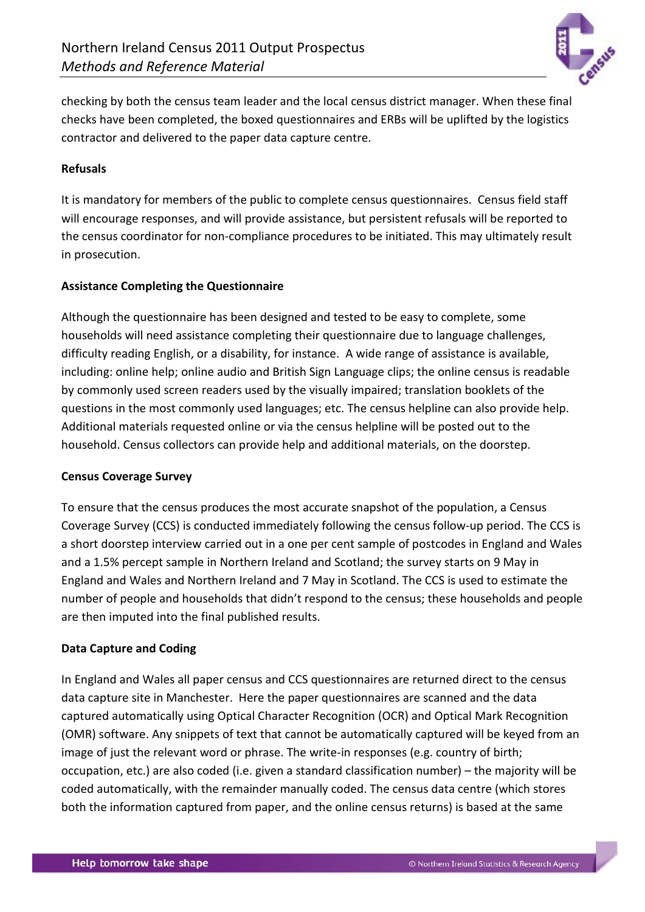checking by both the census team leader and the local census district manager. When these final checks have been completed, the boxed questionnaires and ERBs will be uplifted by the logistics contractor and delivered to the paper data capture centre.

**Refusals**

It is mandatory for members of the public to complete census questionnaires. Census field staff will encourage responses, and will provide assistance, but persistent refusals will be reported to the census coordinator for non-compliance procedures to be initiated. This may ultimately result in prosecution.

**Assistance Completing the Questionnaire**

Although the questionnaire has been designed and tested to be easy to complete, some households will need assistance completing their questionnaire due to language challenges, difficulty reading English, or a disability, for instance. A wide range of assistance is available, including: online help; online audio and British Sign Language clips; the online census is readable by commonly used screen readers used by the visually impaired; translation booklets of the questions in the most commonly used languages; etc. The census helpline can also provide help. Additional materials requested online or via the census helpline will be posted out to the household. Census collectors can provide help and additional materials, on the doorstep.

**Census Coverage Survey**

To ensure that the census produces the most accurate snapshot of the population, a Census Coverage Survey (CCS) is conducted immediately following the census follow-up period. The CCS is a short doorstep interview carried out in a one per cent sample of postcodes in England and Wales and a 1.5% percept sample in Northern Ireland and Scotland; the survey starts on 9 May in England and Wales and Northern Ireland and 7 May in Scotland. The CCS is used to estimate the number of people and households that didn't respond to the census; these households and people are then imputed into the final published results.

**Data Capture and Coding**

In England and Wales all paper census and CCS questionnaires are returned direct to the census data capture site in Manchester. Here the paper questionnaires are scanned and the data captured automatically using Optical Character Recognition (OCR) and Optical Mark Recognition (OMR) software. Any snippets of text that cannot be automatically captured will be keyed from an image of just the relevant word or phrase. The write-in responses (e.g. country of birth; occupation, etc.) are also coded (i.e. given a standard classification number) – the majority will be coded automatically, with the remainder manually coded. The census data centre (which stores both the information captured from paper, and the online census returns) is based at the same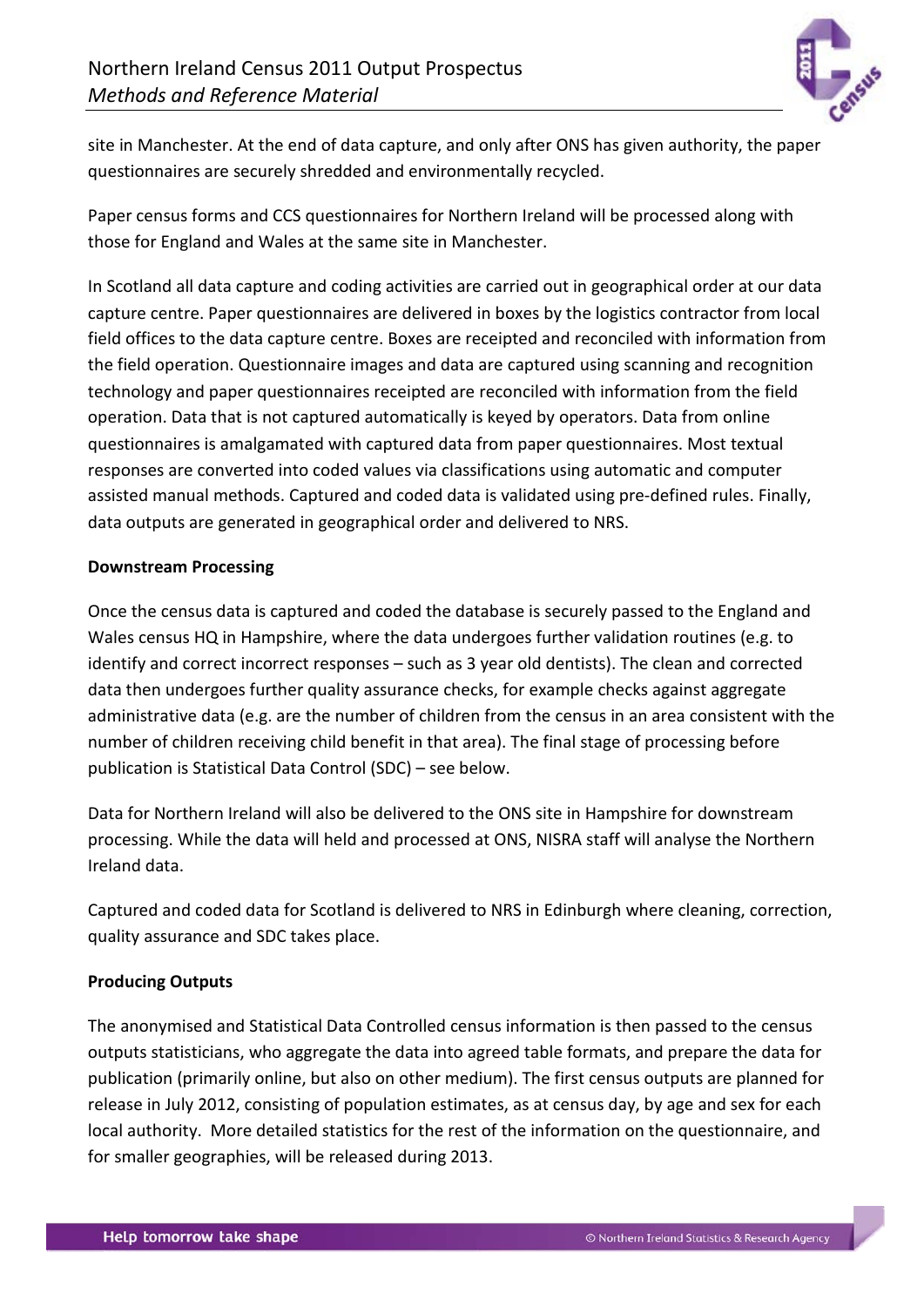site in Manchester. At the end of data capture, and only after ONS has given authority, the paper questionnaires are securely shredded and environmentally recycled.

Paper census forms and CCS questionnaires for Northern Ireland will be processed along with those for England and Wales at the same site in Manchester.

In Scotland all data capture and coding activities are carried out in geographical order at our data capture centre. Paper questionnaires are delivered in boxes by the logistics contractor from local field offices to the data capture centre. Boxes are receipted and reconciled with information from the field operation. Questionnaire images and data are captured using scanning and recognition technology and paper questionnaires receipted are reconciled with information from the field operation. Data that is not captured automatically is keyed by operators. Data from online questionnaires is amalgamated with captured data from paper questionnaires. Most textual responses are converted into coded values via classifications using automatic and computer assisted manual methods. Captured and coded data is validated using pre-defined rules. Finally, data outputs are generated in geographical order and delivered to NRS.

**Downstream Processing**

Once the census data is captured and coded the database is securely passed to the England and Wales census HQ in Hampshire, where the data undergoes further validation routines (e.g. to identify and correct incorrect responses – such as 3 year old dentists). The clean and corrected data then undergoes further quality assurance checks, for example checks against aggregate administrative data (e.g. are the number of children from the census in an area consistent with the number of children receiving child benefit in that area). The final stage of processing before publication is Statistical Data Control (SDC) – see below.

Data for Northern Ireland will also be delivered to the ONS site in Hampshire for downstream processing. While the data will held and processed at ONS, NISRA staff will analyse the Northern Ireland data.

Captured and coded data for Scotland is delivered to NRS in Edinburgh where cleaning, correction, quality assurance and SDC takes place.

**Producing Outputs**

The anonymised and Statistical Data Controlled census information is then passed to the census outputs statisticians, who aggregate the data into agreed table formats, and prepare the data for publication (primarily online, but also on other medium). The first census outputs are planned for release in July 2012, consisting of population estimates, as at census day, by age and sex for each local authority. More detailed statistics for the rest of the information on the questionnaire, and for smaller geographies, will be released during 2013.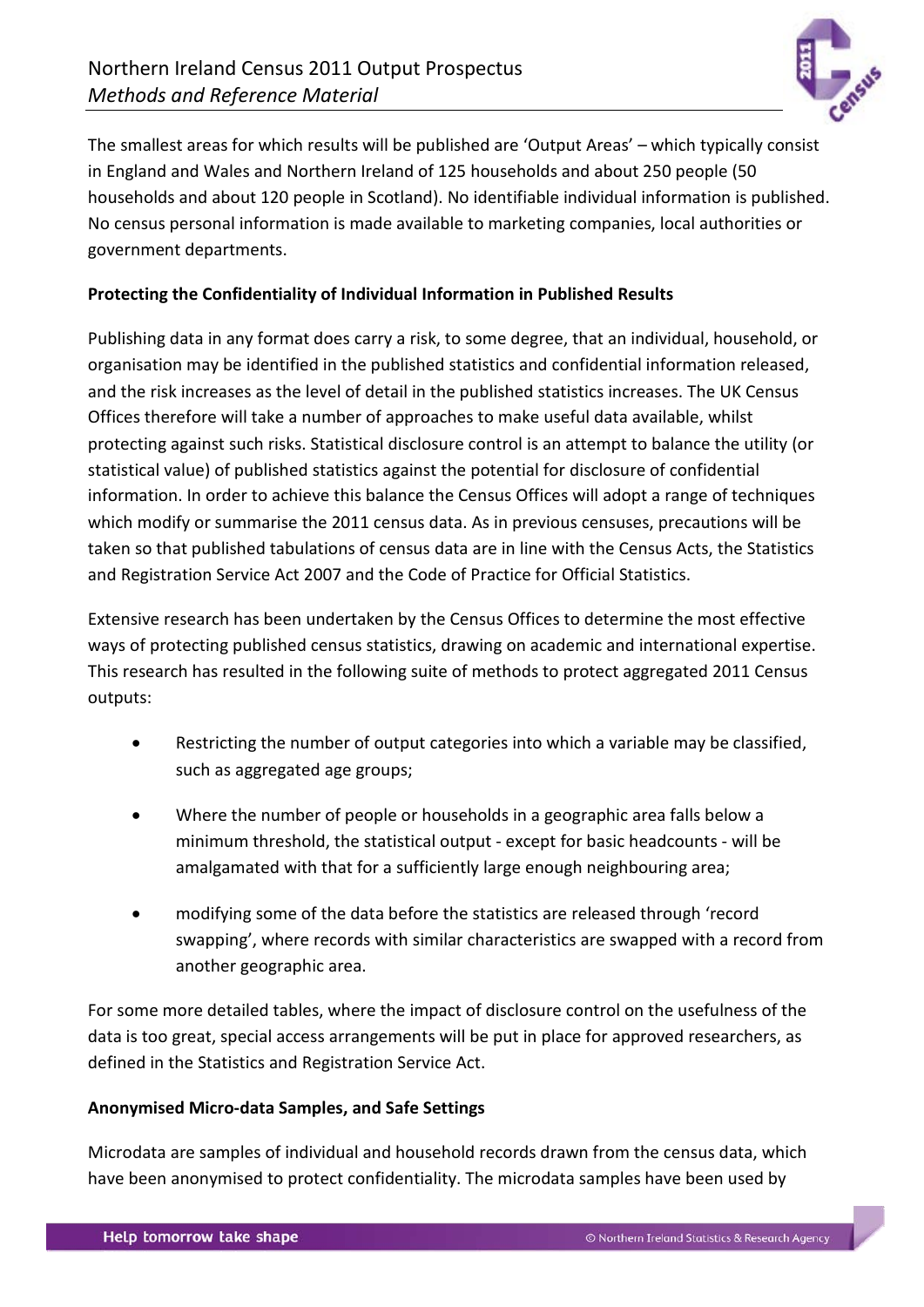The smallest areas for which results will be published are 'Output Areas' – which typically consist in England and Wales and Northern Ireland of 125 households and about 250 people (50 households and about 120 people in Scotland). No identifiable individual information is published. No census personal information is made available to marketing companies, local authorities or government departments.

**Protecting the Confidentiality of Individual Information in Published Results**

Publishing data in any format does carry a risk, to some degree, that an individual, household, or organisation may be identified in the published statistics and confidential information released, and the risk increases as the level of detail in the published statistics increases. The UK Census Offices therefore will take a number of approaches to make useful data available, whilst protecting against such risks. Statistical disclosure control is an attempt to balance the utility (or statistical value) of published statistics against the potential for disclosure of confidential information. In order to achieve this balance the Census Offices will adopt a range of techniques which modify or summarise the 2011 census data. As in previous censuses, precautions will be taken so that published tabulations of census data are in line with the Census Acts, the Statistics and Registration Service Act 2007 and the Code of Practice for Official Statistics.

Extensive research has been undertaken by the Census Offices to determine the most effective ways of protecting published census statistics, drawing on academic and international expertise. This research has resulted in the following suite of methods to protect aggregated 2011 Census outputs:

- Restricting the number of output categories into which a variable may be classified, such as aggregated age groups;
- Where the number of people or households in a geographic area falls below a minimum threshold, the statistical output - except for basic headcounts - will be amalgamated with that for a sufficiently large enough neighbouring area;
- modifying some of the data before the statistics are released through 'record swapping', where records with similar characteristics are swapped with a record from another geographic area.

For some more detailed tables, where the impact of disclosure control on the usefulness of the data is too great, special access arrangements will be put in place for approved researchers, as defined in the Statistics and Registration Service Act.

**Anonymised Micro-data Samples, and Safe Settings**

Microdata are samples of individual and household records drawn from the census data, which have been anonymised to protect confidentiality. The microdata samples have been used by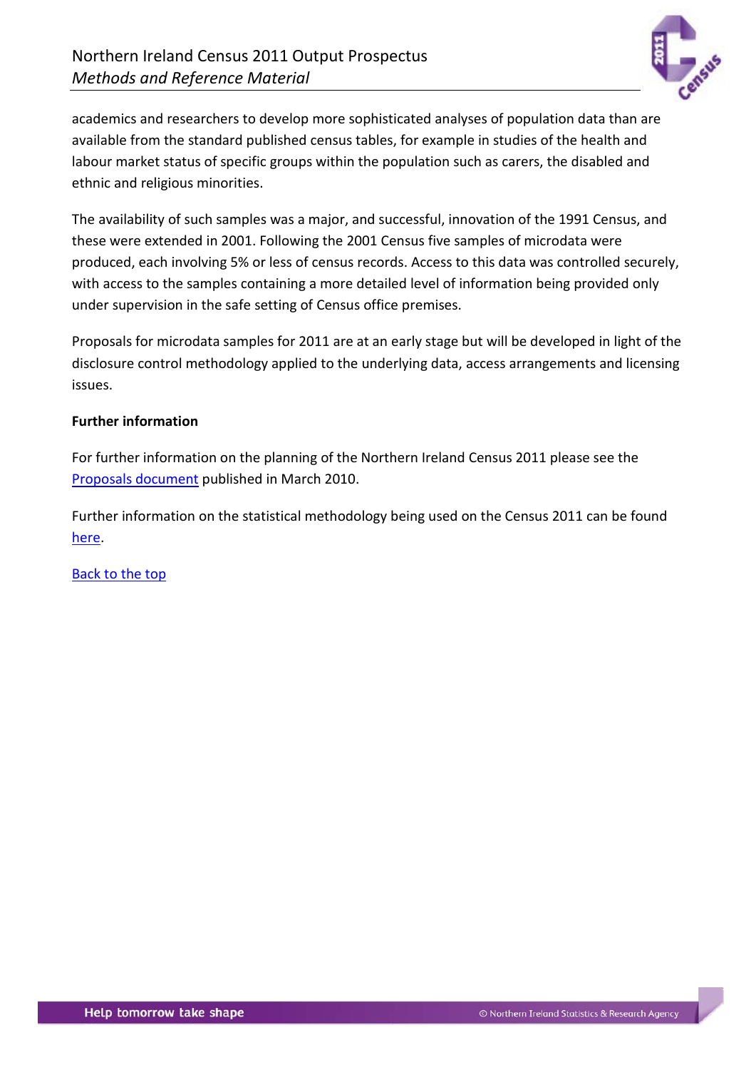academics and researchers to develop more sophisticated analyses of population data than are available from the standard published census tables, for example in studies of the health and labour market status of specific groups within the population such as carers, the disabled and ethnic and religious minorities.

The availability of such samples was a major, and successful, innovation of the 1991 Census, and these were extended in 2001. Following the 2001 Census five samples of microdata were produced, each involving 5% or less of census records. Access to this data was controlled securely, with access to the samples containing a more detailed level of information being provided only under supervision in the safe setting of Census office premises.

Proposals for microdata samples for 2011 are at an early stage but will be developed in light of the disclosure control methodology applied to the underlying data, access arrangements and licensing issues.

**Further information**

For further information on the planning of the Northern Ireland Census 2011 please see the Proposals document published in March 2010.

Further information on the statistical methodology being used on the Census 2011 can be found here.

Back to the top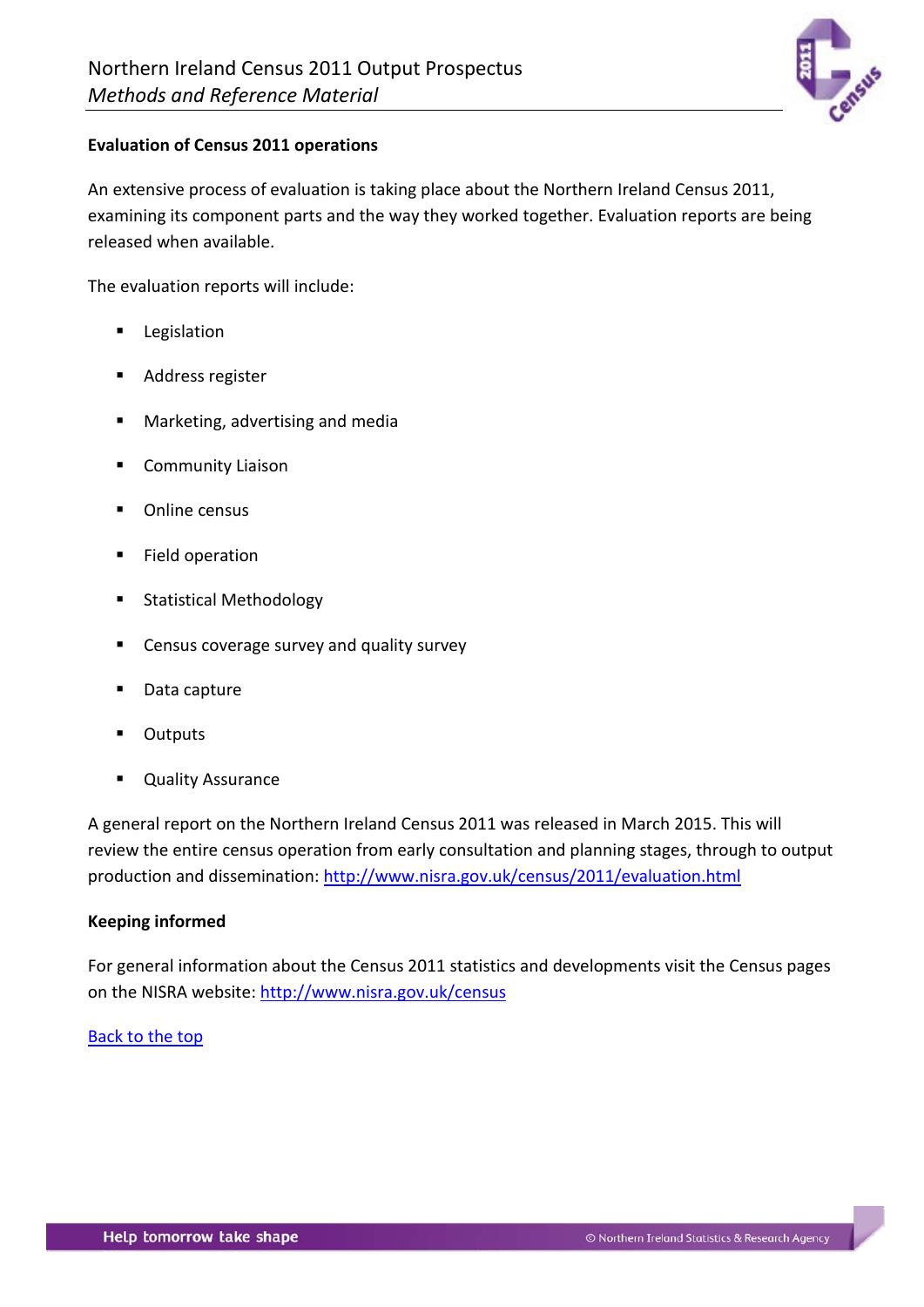**Evaluation of Census 2011 operations**

An extensive process of evaluation is taking place about the Northern Ireland Census 2011, examining its component parts and the way they worked together. Evaluation reports are being released when available.

The evaluation reports will include:

- Legislation
- Address register
- Marketing, advertising and media
- Community Liaison
- Online census
- Field operation
- Statistical Methodology
- Census coverage survey and quality survey
- Data capture
- Outputs
- Quality Assurance

A general report on the Northern Ireland Census 2011 was released in March 2015. This will review the entire census operation from early consultation and planning stages, through to output production and dissemination: http://www.nisra.gov.uk/census/2011/evaluation.html

**Keeping informed**

For general information about the Census 2011 statistics and developments visit the Census pages on the NISRA website: http://www.nisra.gov.uk/census

Back to the top